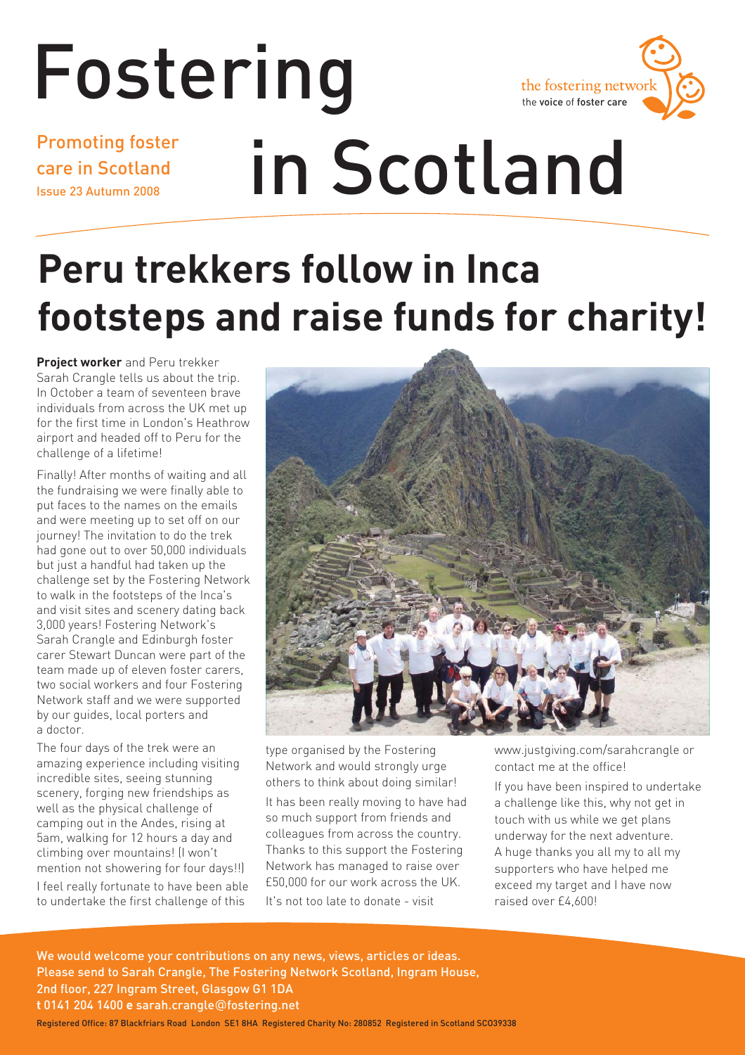# Fostering in Scotland

Promoting foster care in Scotland

Issue 23 Autumn 2008

the fostering network
the voice of foster care

## Peru trekkers follow in Inca footsteps and raise funds for charity!

**Project worker** and Peru trekker Sarah Crangle tells us about the trip. In October a team of seventeen brave individuals from across the UK met up for the first time in London's Heathrow airport and headed off to Peru for the challenge of a lifetime!

Finally! After months of waiting and all the fundraising we were finally able to put faces to the names on the emails and were meeting up to set off on our journey! The invitation to do the trek had gone out to over 50,000 individuals but just a handful had taken up the challenge set by the Fostering Network to walk in the footsteps of the Inca's and visit sites and scenery dating back 3,000 years! Fostering Network's Sarah Crangle and Edinburgh foster carer Stewart Duncan were part of the team made up of eleven foster carers, two social workers and four Fostering Network staff and we were supported by our guides, local porters and a doctor.

The four days of the trek were an amazing experience including visiting incredible sites, seeing stunning scenery, forging new friendships as well as the physical challenge of camping out in the Andes, rising at 5am, walking for 12 hours a day and climbing over mountains! (I won't mention not showering for four days!!)

I feel really fortunate to have been able to undertake the first challenge of this type organised by the Fostering Network and would strongly urge others to think about doing similar!

It has been really moving to have had so much support from friends and colleagues from across the country. Thanks to this support the Fostering Network has managed to raise over £50,000 for our work across the UK.

It's not too late to donate - visit www.justgiving.com/sarahcrangle or contact me at the office!

If you have been inspired to undertake a challenge like this, why not get in touch with us while we get plans underway for the next adventure. A huge thanks you all to all my supporters who have helped me exceed my target and I have now raised over £4,600!

We would welcome your contributions on any news, views, articles or ideas. Please send to Sarah Crangle, The Fostering Network Scotland, Ingram House, 2nd floor, 227 Ingram Street, Glasgow G1 1DA
**t** 0141 204 1400 **e** sarah.crangle@fostering.net

Registered Office: 87 Blackfriars Road London SE1 8HA Registered Charity No: 280852 Registered in Scotland SCO39338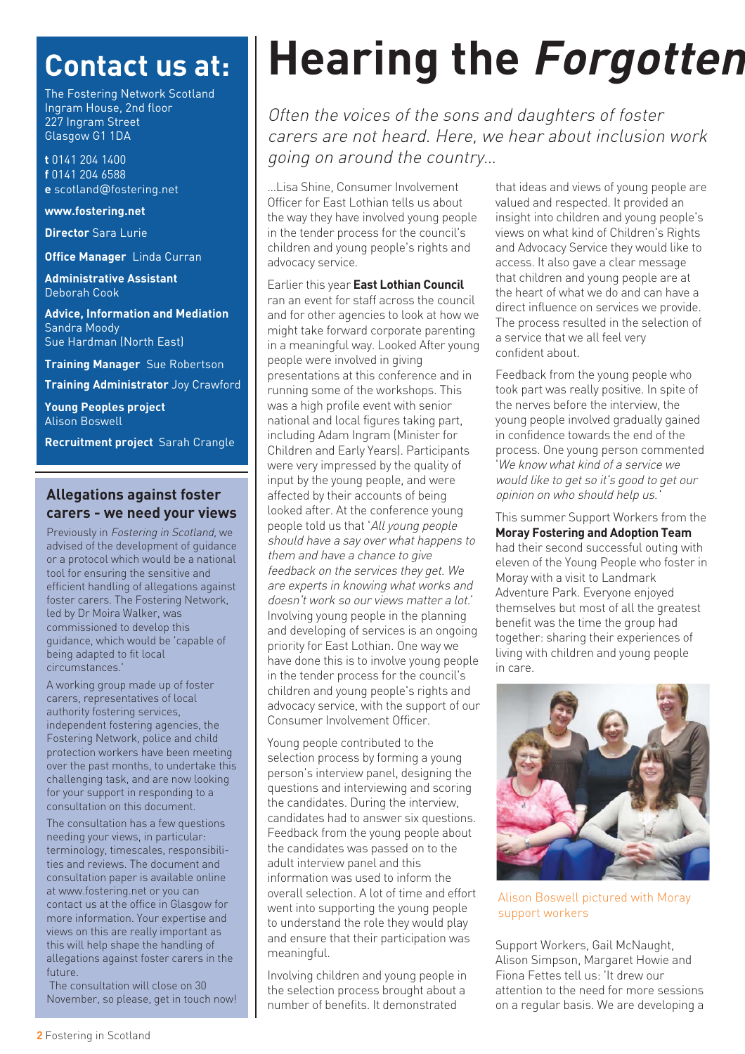## Contact us at:

The Fostering Network Scotland
Ingram House, 2nd floor
227 Ingram Street
Glasgow G1 1DA

**t** 0141 204 1400
**f** 0141 204 6588
**e** scotland@fostering.net

**www.fostering.net**

**Director** Sara Lurie

**Office Manager** Linda Curran

**Administrative Assistant**
Deborah Cook

**Advice, Information and Mediation**
Sandra Moody
Sue Hardman (North East)

**Training Manager** Sue Robertson

**Training Administrator** Joy Crawford

**Young Peoples project**
Alison Boswell

**Recruitment project** Sarah Crangle

### Allegations against foster carers - we need your views

Previously in *Fostering in Scotland,* we advised of the development of guidance or a protocol which would be a national tool for ensuring the sensitive and efficient handling of allegations against foster carers. The Fostering Network, led by Dr Moira Walker, was commissioned to develop this guidance, which would be 'capable of being adapted to fit local circumstances.'

A working group made up of foster carers, representatives of local authority fostering services, independent fostering agencies, the Fostering Network, police and child protection workers have been meeting over the past months, to undertake this challenging task, and are now looking for your support in responding to a consultation on this document.

The consultation has a few questions needing your views, in particular: terminology, timescales, responsibilities and reviews. The document and consultation paper is available online at www.fostering.net or you can contact us at the office in Glasgow for more information. Your expertise and views on this are really important as this will help shape the handling of allegations against foster carers in the future.

The consultation will close on 30 November, so please, get in touch now!

# Hearing the *Forgotten*

*Often the voices of the sons and daughters of foster carers are not heard. Here, we hear about inclusion work going on around the country...*

...Lisa Shine, Consumer Involvement Officer for East Lothian tells us about the way they have involved young people in the tender process for the council's children and young people's rights and advocacy service.

Earlier this year **East Lothian Council** ran an event for staff across the council and for other agencies to look at how we might take forward corporate parenting in a meaningful way. Looked After young people were involved in giving presentations at this conference and in running some of the workshops. This was a high profile event with senior national and local figures taking part, including Adam Ingram (Minister for Children and Early Years). Participants were very impressed by the quality of input by the young people, and were affected by their accounts of being looked after. At the conference young people told us that '*All young people should have a say over what happens to them and have a chance to give feedback on the services they get. We are experts in knowing what works and doesn't work so our views matter a lot.*' Involving young people in the planning and developing of services is an ongoing priority for East Lothian. One way we have done this is to involve young people in the tender process for the council's children and young people's rights and advocacy service, with the support of our Consumer Involvement Officer.

Young people contributed to the selection process by forming a young person's interview panel, designing the questions and interviewing and scoring the candidates. During the interview, candidates had to answer six questions. Feedback from the young people about the candidates was passed on to the adult interview panel and this information was used to inform the overall selection. A lot of time and effort went into supporting the young people to understand the role they would play and ensure that their participation was meaningful.

Involving children and young people in the selection process brought about a number of benefits. It demonstrated that ideas and views of young people are valued and respected. It provided an insight into children and young people's views on what kind of Children's Rights and Advocacy Service they would like to access. It also gave a clear message that children and young people are at the heart of what we do and can have a direct influence on services we provide. The process resulted in the selection of a service that we all feel very confident about.

Feedback from the young people who took part was really positive. In spite of the nerves before the interview, the young people involved gradually gained in confidence towards the end of the process. One young person commented '*We know what kind of a service we would like to get so it's good to get our opinion on who should help us.*'

This summer Support Workers from the **Moray Fostering and Adoption Team** had their second successful outing with eleven of the Young People who foster in Moray with a visit to Landmark Adventure Park. Everyone enjoyed themselves but most of all the greatest benefit was the time the group had together: sharing their experiences of living with children and young people in care.

Alison Boswell pictured with Moray support workers

Support Workers, Gail McNaught, Alison Simpson, Margaret Howie and Fiona Fettes tell us: 'It drew our attention to the need for more sessions on a regular basis. We are developing a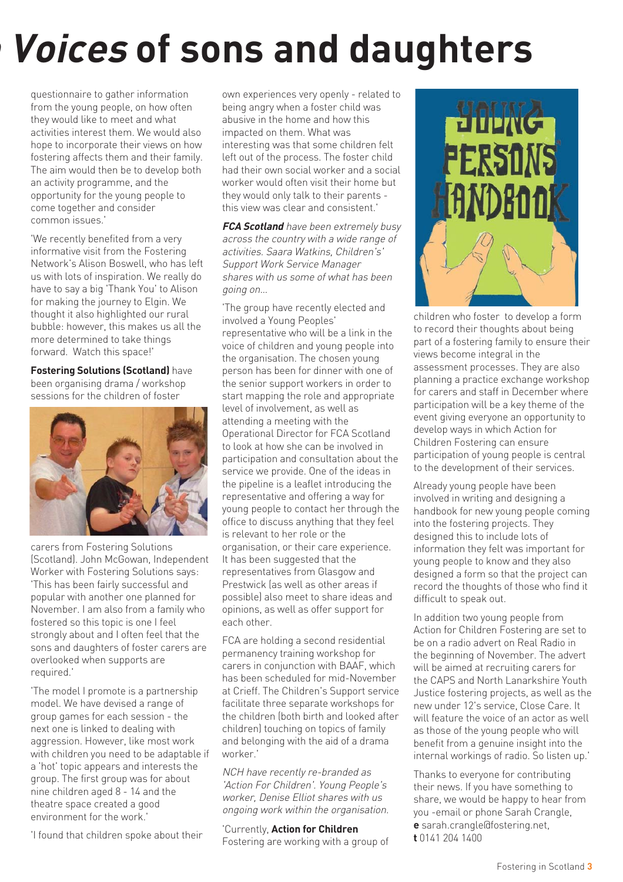# Voices of sons and daughters

questionnaire to gather information from the young people, on how often they would like to meet and what activities interest them. We would also hope to incorporate their views on how fostering affects them and their family. The aim would then be to develop both an activity programme, and the opportunity for the young people to come together and consider common issues.'

'We recently benefited from a very informative visit from the Fostering Network's Alison Boswell, who has left us with lots of inspiration. We really do have to say a big 'Thank You' to Alison for making the journey to Elgin. We thought it also highlighted our rural bubble: however, this makes us all the more determined to take things forward. Watch this space!'

**Fostering Solutions (Scotland)** have been organising drama / workshop sessions for the children of foster carers from Fostering Solutions (Scotland). John McGowan, Independent Worker with Fostering Solutions says: 'This has been fairly successful and popular with another one planned for November. I am also from a family who fostered so this topic is one I feel strongly about and I often feel that the sons and daughters of foster carers are overlooked when supports are required.'

'The model I promote is a partnership model. We have devised a range of group games for each session - the next one is linked to dealing with aggression. However, like most work with children you need to be adaptable if a 'hot' topic appears and interests the group. The first group was for about nine children aged 8 - 14 and the theatre space created a good environment for the work.'

'I found that children spoke about their own experiences very openly - related to being angry when a foster child was abusive in the home and how this impacted on them. What was interesting was that some children felt left out of the process. The foster child had their own social worker and a social worker would often visit their home but they would only talk to their parents - this view was clear and consistent.'

***FCA Scotland*** *have been extremely busy across the country with a wide range of activities. Saara Watkins, Children's' Support Work Service Manager shares with us some of what has been going on...*

'The group have recently elected and involved a Young Peoples' representative who will be a link in the voice of children and young people into the organisation. The chosen young person has been for dinner with one of the senior support workers in order to start mapping the role and appropriate level of involvement, as well as attending a meeting with the Operational Director for FCA Scotland to look at how she can be involved in participation and consultation about the service we provide. One of the ideas in the pipeline is a leaflet introducing the representative and offering a way for young people to contact her through the office to discuss anything that they feel is relevant to her role or the organisation, or their care experience. It has been suggested that the representatives from Glasgow and Prestwick (as well as other areas if possible) also meet to share ideas and opinions, as well as offer support for each other.

FCA are holding a second residential permanency training workshop for carers in conjunction with BAAF, which has been scheduled for mid-November at Crieff. The Children's Support service facilitate three separate workshops for the children (both birth and looked after children) touching on topics of family and belonging with the aid of a drama worker.'

*NCH have recently re-branded as 'Action For Children'. Young People's worker, Denise Elliot shares with us ongoing work within the organisation.*

'Currently, **Action for Children** Fostering are working with a group of children who foster to develop a form to record their thoughts about being part of a fostering family to ensure their views become integral in the assessment processes. They are also planning a practice exchange workshop for carers and staff in December where participation will be a key theme of the event giving everyone an opportunity to develop ways in which Action for Children Fostering can ensure participation of young people is central to the development of their services.

Already young people have been involved in writing and designing a handbook for new young people coming into the fostering projects. They designed this to include lots of information they felt was important for young people to know and they also designed a form so that the project can record the thoughts of those who find it difficult to speak out.

In addition two young people from Action for Children Fostering are set to be on a radio advert on Real Radio in the beginning of November. The advert will be aimed at recruiting carers for the CAPS and North Lanarkshire Youth Justice fostering projects, as well as the new under 12's service, Close Care. It will feature the voice of an actor as well as those of the young people who will benefit from a genuine insight into the internal workings of radio. So listen up.'

Thanks to everyone for contributing their news. If you have something to share, we would be happy to hear from you -email or phone Sarah Crangle,
**e** sarah.crangle@fostering.net,
**t** 0141 204 1400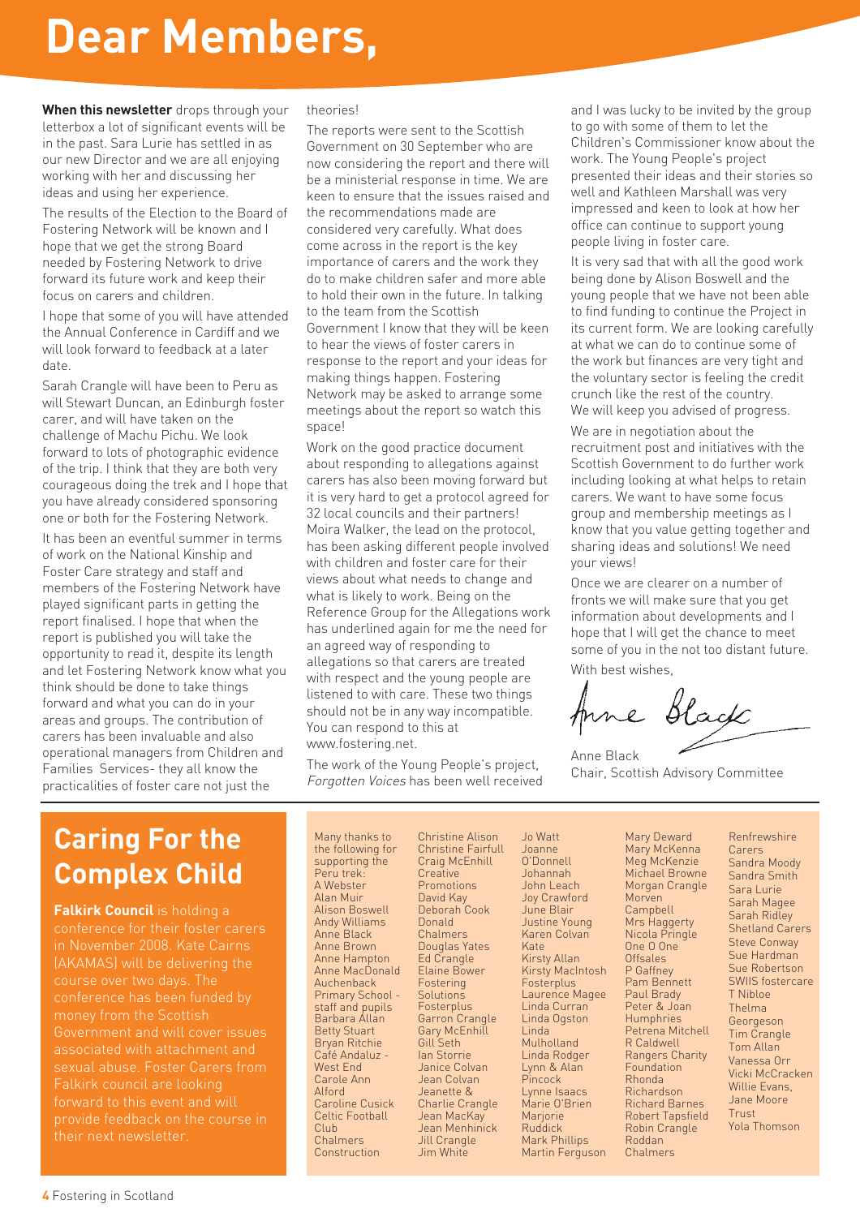# Dear Members,

**When this newsletter** drops through your letterbox a lot of significant events will be in the past. Sara Lurie has settled in as our new Director and we are all enjoying working with her and discussing her ideas and using her experience.

The results of the Election to the Board of Fostering Network will be known and I hope that we get the strong Board needed by Fostering Network to drive forward its future work and keep their focus on carers and children.

I hope that some of you will have attended the Annual Conference in Cardiff and we will look forward to feedback at a later date.

Sarah Crangle will have been to Peru as will Stewart Duncan, an Edinburgh foster carer, and will have taken on the challenge of Machu Pichu. We look forward to lots of photographic evidence of the trip. I think that they are both very courageous doing the trek and I hope that you have already considered sponsoring one or both for the Fostering Network.

It has been an eventful summer in terms of work on the National Kinship and Foster Care strategy and staff and members of the Fostering Network have played significant parts in getting the report finalised. I hope that when the report is published you will take the opportunity to read it, despite its length and let Fostering Network know what you think should be done to take things forward and what you can do in your areas and groups. The contribution of carers has been invaluable and also operational managers from Children and Families Services- they all know the practicalities of foster care not just the theories!

The reports were sent to the Scottish Government on 30 September who are now considering the report and there will be a ministerial response in time. We are keen to ensure that the issues raised and the recommendations made are considered very carefully. What does come across in the report is the key importance of carers and the work they do to make children safer and more able to hold their own in the future. In talking to the team from the Scottish Government I know that they will be keen to hear the views of foster carers in response to the report and your ideas for making things happen. Fostering Network may be asked to arrange some meetings about the report so watch this space!

Work on the good practice document about responding to allegations against carers has also been moving forward but it is very hard to get a protocol agreed for 32 local councils and their partners! Moira Walker, the lead on the protocol, has been asking different people involved with children and foster care for their views about what needs to change and what is likely to work. Being on the Reference Group for the Allegations work has underlined again for me the need for an agreed way of responding to allegations so that carers are treated with respect and the young people are listened to with care. These two things should not be in any way incompatible. You can respond to this at www.fostering.net.

The work of the Young People's project, *Forgotten Voices* has been well received and I was lucky to be invited by the group to go with some of them to let the Children's Commissioner know about the work. The Young People's project presented their ideas and their stories so well and Kathleen Marshall was very impressed and keen to look at how her office can continue to support young people living in foster care.

It is very sad that with all the good work being done by Alison Boswell and the young people that we have not been able to find funding to continue the Project in its current form. We are looking carefully at what we can do to continue some of the work but finances are very tight and the voluntary sector is feeling the credit crunch like the rest of the country. We will keep you advised of progress.

We are in negotiation about the recruitment post and initiatives with the Scottish Government to do further work including looking at what helps to retain carers. We want to have some focus group and membership meetings as I know that you value getting together and sharing ideas and solutions! We need your views!

Once we are clearer on a number of fronts we will make sure that you get information about developments and I hope that I will get the chance to meet some of you in the not too distant future.

With best wishes,

Anne Black
Chair, Scottish Advisory Committee

## Caring For the Complex Child

**Falkirk Council** is holding a conference for their foster carers in November 2008. Kate Cairns (AKAMAS) will be delivering the course over two days. The conference has been funded by money from the Scottish Government and will cover issues associated with attachment and sexual abuse. Foster Carers from Falkirk council are looking forward to this event and will provide feedback on the course in their next newsletter.

Many thanks to the following for supporting the Peru trek:

A Webster
Alan Muir
Alison Boswell
Andy Williams
Anne Black
Anne Brown
Anne Hampton
Anne MacDonald
Auchenback Primary School - staff and pupils
Barbara Allan
Betty Stuart
Bryan Ritchie
Café Andaluz - West End
Carole Ann Alford
Caroline Cusick
Celtic Football Club
Chalmers Construction
Christine Alison
Christine Fairfull
Craig McEnhill
Creative Promotions
David Kay
Deborah Cook
Donald Chalmers
Douglas Yates
Ed Crangle
Elaine Bower
Fostering Solutions
Fosterplus
Garron Crangle
Gary McEnhill
Gill Seth
Ian Storrie
Janice Colvan
Jean Colvan
Jeanette & Charlie Crangle
Jean MacKay
Jean Menhinick
Jill Crangle
Jim White
Jo Watt
Joanne O'Donnell
Johannah
John Leach
Joy Crawford
June Blair
Justine Young
Karen Colvan
Kate
Kirsty Allan
Kirsty MacIntosh
Fosterplus
Laurence Magee
Linda Curran
Linda Ogston
Linda Mulholland
Linda Rodger
Lynn & Alan Pincock
Lynne Isaacs
Marie O'Brien
Marjorie Ruddick
Mark Phillips
Martin Ferguson
Mary Deward
Mary McKenna
Meg McKenzie
Michael Browne
Morgan Crangle
Morven Campbell
Mrs Haggerty
Nicola Pringle
One O One Offsales
P Gaffney
Pam Bennett
Paul Brady
Peter & Joan Humphries
Petrena Mitchell
R Caldwell
Rangers Charity Foundation
Rhonda Richardson
Richard Barnes
Robert Tapsfield
Robin Crangle
Roddan Chalmers
Renfrewshire Carers
Sandra Moody
Sandra Smith
Sara Lurie
Sarah Magee
Sarah Ridley
Shetland Carers
Steve Conway
Sue Hardman
Sue Robertson
SWIIS fostercare
T Nibloe
Thelma Georgeson
Tim Crangle
Tom Allan
Vanessa Orr
Vicki McCracken
Willie Evans, Jane Moore Trust
Yola Thomson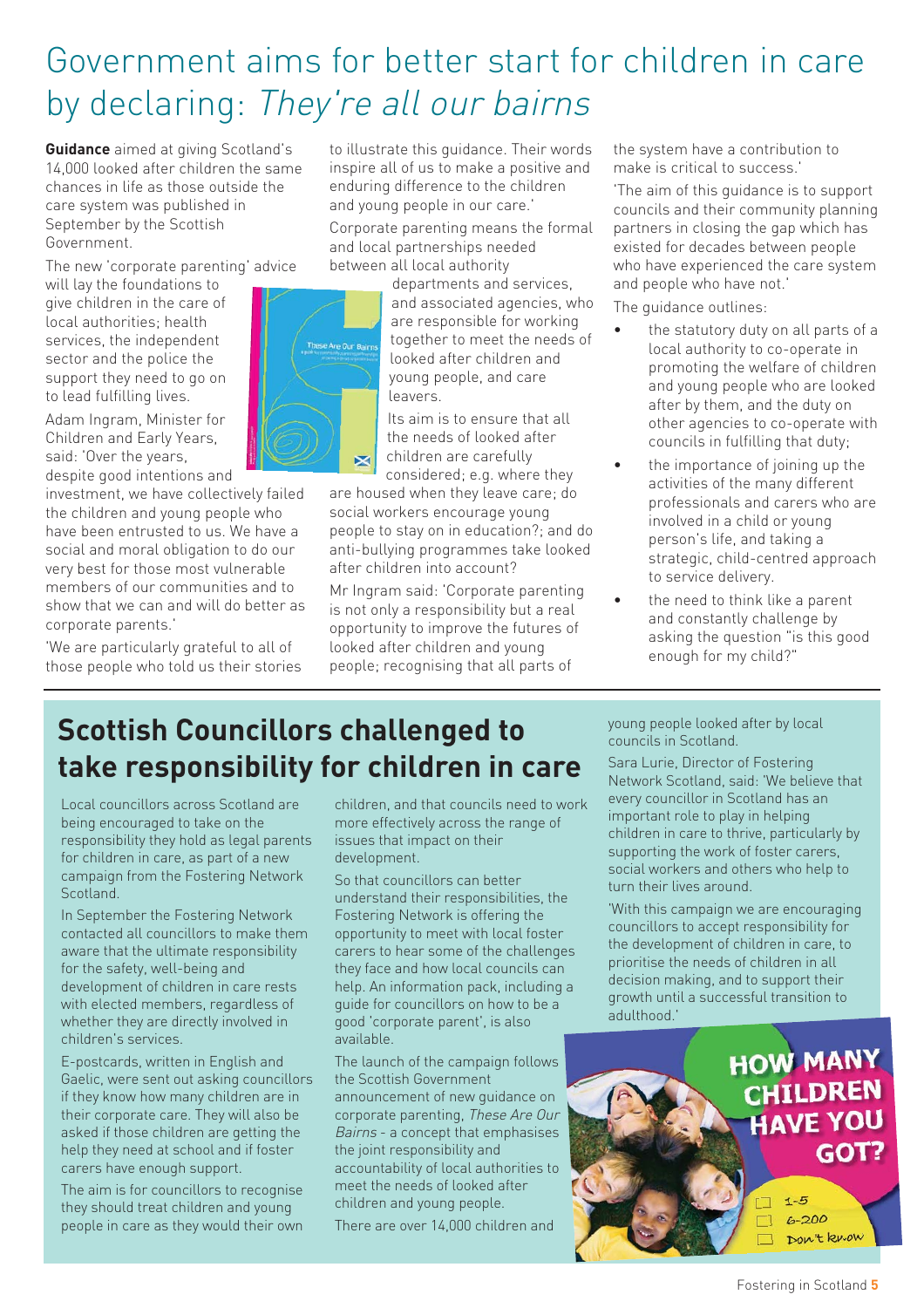# Government aims for better start for children in care by declaring: *They're all our bairns*

**Guidance** aimed at giving Scotland's 14,000 looked after children the same chances in life as those outside the care system was published in September by the Scottish Government.

The new 'corporate parenting' advice will lay the foundations to give children in the care of local authorities; health services, the independent sector and the police the support they need to go on to lead fulfilling lives.

Adam Ingram, Minister for Children and Early Years, said: 'Over the years, despite good intentions and investment, we have collectively failed the children and young people who have been entrusted to us. We have a social and moral obligation to do our very best for those most vulnerable members of our communities and to show that we can and will do better as corporate parents.'

'We are particularly grateful to all of those people who told us their stories to illustrate this guidance. Their words inspire all of us to make a positive and enduring difference to the children and young people in our care.'

Corporate parenting means the formal and local partnerships needed between all local authority departments and services, and associated agencies, who are responsible for working together to meet the needs of looked after children and young people, and care leavers.

Its aim is to ensure that all the needs of looked after children are carefully considered; e.g. where they are housed when they leave care; do social workers encourage young people to stay on in education?; and do anti-bullying programmes take looked after children into account?

Mr Ingram said: 'Corporate parenting is not only a responsibility but a real opportunity to improve the futures of looked after children and young people; recognising that all parts of the system have a contribution to make is critical to success.'

'The aim of this guidance is to support councils and their community planning partners in closing the gap which has existed for decades between people who have experienced the care system and people who have not.'

The guidance outlines:

- the statutory duty on all parts of a local authority to co-operate in promoting the welfare of children and young people who are looked after by them, and the duty on other agencies to co-operate with councils in fulfilling that duty;
- the importance of joining up the activities of the many different professionals and carers who are involved in a child or young person's life, and taking a strategic, child-centred approach to service delivery.
- the need to think like a parent and constantly challenge by asking the question "is this good enough for my child?"

## Scottish Councillors challenged to take responsibility for children in care

Local councillors across Scotland are being encouraged to take on the responsibility they hold as legal parents for children in care, as part of a new campaign from the Fostering Network Scotland.

In September the Fostering Network contacted all councillors to make them aware that the ultimate responsibility for the safety, well-being and development of children in care rests with elected members, regardless of whether they are directly involved in children's services.

E-postcards, written in English and Gaelic, were sent out asking councillors if they know how many children are in their corporate care. They will also be asked if those children are getting the help they need at school and if foster carers have enough support.

The aim is for councillors to recognise they should treat children and young people in care as they would their own children, and that councils need to work more effectively across the range of issues that impact on their development.

So that councillors can better understand their responsibilities, the Fostering Network is offering the opportunity to meet with local foster carers to hear some of the challenges they face and how local councils can help. An information pack, including a guide for councillors on how to be a good 'corporate parent', is also available.

The launch of the campaign follows the Scottish Government announcement of new guidance on corporate parenting, *These Are Our Bairns* - a concept that emphasises the joint responsibility and accountability of local authorities to meet the needs of looked after children and young people.

There are over 14,000 children and young people looked after by local councils in Scotland.

Sara Lurie, Director of Fostering Network Scotland, said: 'We believe that every councillor in Scotland has an important role to play in helping children in care to thrive, particularly by supporting the work of foster carers, social workers and others who help to turn their lives around.

'With this campaign we are encouraging councillors to accept responsibility for the development of children in care, to prioritise the needs of children in all decision making, and to support their growth until a successful transition to adulthood.'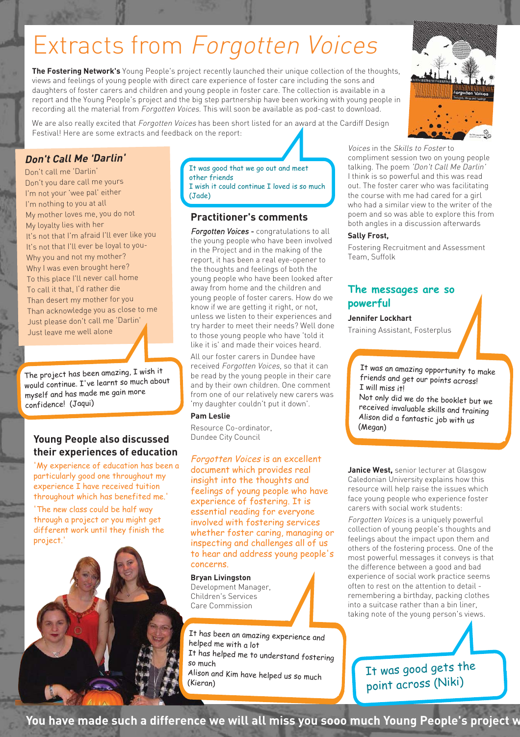# Extracts from *Forgotten Voices*

**The Fostering Network's** Young People's project recently launched their unique collection of the thoughts, views and feelings of young people with direct care experience of foster care including the sons and daughters of foster carers and children and young people in foster care. The collection is available in a report and the Young People's project and the big step partnership have been working with young people in recording all the material from *Forgotten Voices*. This will soon be available as pod-cast to download.

We are also really excited that *Forgotten Voices* has been short listed for an award at the Cardiff Design Festival! Here are some extracts and feedback on the report:

## *Don't Call Me 'Darlin'*

Don't call me 'Darlin'
Don't you dare call me yours
I'm not your 'wee pal' either
I'm nothing to you at all
My mother loves me, you do not
My loyalty lies with her
It's not that I'm afraid I'll ever like you
It's not that I'll ever be loyal to you-
Why you and not my mother?
Why I was even brought here?
To this place I'll never call home
To call it that, I'd rather die
Than desert my mother for you
Than acknowledge you as close to me
Just please don't call me 'Darlin'
Just leave me well alone

The project has been amazing, I wish it would continue. I've learnt so much about myself and has made me gain more confidence! (Jaqui)

## Young People also discussed their experiences of education

'My experience of education has been a particularly good one throughout my experience I have received tuition throughout which has benefited me.'

'The new class could be half way through a project or you might get different work until they finish the project.'

It was good that we go out and meet other friends
I wish it could continue I loved is so much (Jade)

## Practitioner's comments

*Forgotten Voices* - congratulations to all the young people who have been involved in the Project and in the making of the report, it has been a real eye-opener to the thoughts and feelings of both the young people who have been looked after away from home and the children and young people of foster carers. How do we know if we are getting it right, or not, unless we listen to their experiences and try harder to meet their needs? Well done to those young people who have 'told it like it is' and made their voices heard.

All our foster carers in Dundee have received *Forgotten Voices*, so that it can be read by the young people in their care and by their own children. One comment from one of our relatively new carers was 'my daughter couldn't put it down'.

**Pam Leslie**
Resource Co-ordinator,
Dundee City Council

*Forgotten Voices* is an excellent document which provides real insight into the thoughts and feelings of young people who have experience of fostering. It is essential reading for everyone involved with fostering services whether foster caring, managing or inspecting and challenges all of us to hear and address young people's concerns.

**Bryan Livingston**
Development Manager,
Children's Services
Care Commission

It has been an amazing experience and helped me with a lot
It has helped me to understand fostering so much
Alison and Kim have helped us so much
(Kieran)

*Voices* in the *Skills to Foster* to compliment session two on young people talking. The poem *'Don't Call Me Darlin'* I think is so powerful and this was read out. The foster carer who was facilitating the course with me had cared for a girl who had a similar view to the writer of the poem and so was able to explore this from both angles in a discussion afterwards

**Sally Frost,**
Fostering Recruitment and Assessment Team, Suffolk

## The messages are so powerful

**Jennifer Lockhart**
Training Assistant, Fosterplus

It was an amazing opportunity to make friends and get our points across!
I will miss it!
Not only did we do the booklet but we received invaluable skills and training
Alison did a fantastic job with us
(Megan)

**Janice West,** senior lecturer at Glasgow Caledonian University explains how this resource will help raise the issues which face young people who experience foster carers with social work students:

*Forgotten Voices* is a uniquely powerful collection of young people's thoughts and feelings about the impact upon them and others of the fostering process. One of the most powerful messages it conveys is that the difference between a good and bad experience of social work practice seems often to rest on the attention to detail - remembering a birthday, packing clothes into a suitcase rather than a bin liner, taking note of the young person's views.

It was good gets the point across (Niki)

**You have made such a difference we will all miss you sooo much Young People's project w**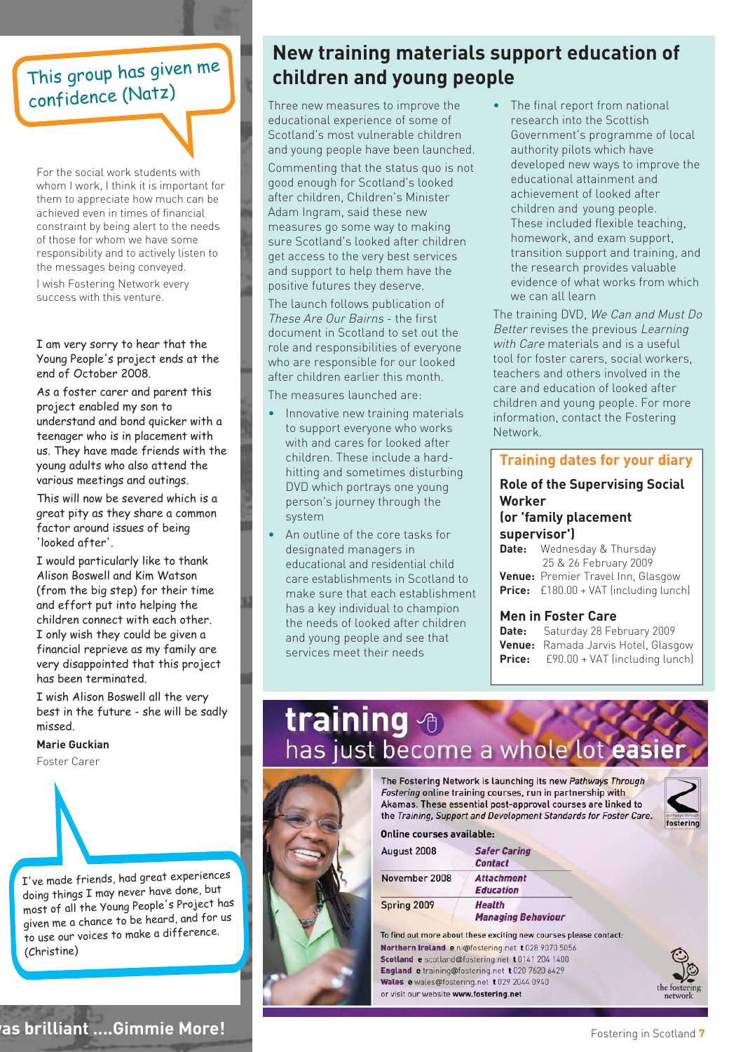This group has given me confidence (Natz)

For the social work students with whom I work, I think it is important for them to appreciate how much can be achieved even in times of financial constraint by being alert to the needs of those for whom we have some responsibility and to actively listen to the messages being conveyed.

I wish Fostering Network every success with this venture.

I am very sorry to hear that the Young People's project ends at the end of October 2008.

As a foster carer and parent this project enabled my son to understand and bond quicker with a teenager who is in placement with us. They have made friends with the young adults who also attend the various meetings and outings.

This will now be severed which is a great pity as they share a common factor around issues of being 'looked after'.

I would particularly like to thank Alison Boswell and Kim Watson (from the big step) for their time and effort put into helping the children connect with each other. I only wish they could be given a financial reprieve as my family are very disappointed that this project has been terminated.

I wish Alison Boswell all the very best in the future - she will be sadly missed.

**Marie Guckian**
Foster Carer

I've made friends, had great experiences doing things I may never have done, but most of all the Young People's Project has given me a chance to be heard, and for us to use our voices to make a difference. (Christine)

...as brilliant ....Gimmie More!

## New training materials support education of children and young people

Three new measures to improve the educational experience of some of Scotland's most vulnerable children and young people have been launched.

Commenting that the status quo is not good enough for Scotland's looked after children, Children's Minister Adam Ingram, said these new measures go some way to making sure Scotland's looked after children get access to the very best services and support to help them have the positive futures they deserve.

The launch follows publication of *These Are Our Bairns* - the first document in Scotland to set out the role and responsibilities of everyone who are responsible for our looked after children earlier this month.

The measures launched are:

- Innovative new training materials to support everyone who works with and cares for looked after children. These include a hard-hitting and sometimes disturbing DVD which portrays one young person's journey through the system
- An outline of the core tasks for designated managers in educational and residential child care establishments in Scotland to make sure that each establishment has a key individual to champion the needs of looked after children and young people and see that services meet their needs
- The final report from national research into the Scottish Government's programme of local authority pilots which have developed new ways to improve the educational attainment and achievement of looked after children and young people. These included flexible teaching, homework, and exam support, transition support and training, and the research provides valuable evidence of what works from which we can all learn

The training DVD, *We Can and Must Do Better* revises the previous *Learning with Care* materials and is a useful tool for foster carers, social workers, teachers and others involved in the care and education of looked after children and young people. For more information, contact the Fostering Network.

### Training dates for your diary

**Role of the Supervising Social Worker (or 'family placement supervisor')**
**Date:** Wednesday & Thursday 25 & 26 February 2009
**Venue:** Premier Travel Inn, Glasgow
**Price:** £180.00 + VAT (including lunch)

**Men in Foster Care**
**Date:** Saturday 28 February 2009
**Venue:** Ramada Jarvis Hotel, Glasgow
**Price:** £90.00 + VAT (including lunch)

## training has just become a whole lot easier

The Fostering Network is launching its new *Pathways Through Fostering* online training courses, run in partnership with Akamas. These essential post-approval courses are linked to the *Training, Support and Development Standards for Foster Care.*

**Online courses available:**

| | |
|---|---|
| August 2008 | *Safer Caring* *Contact* |
| November 2008 | *Attachment* *Education* |
| Spring 2009 | *Health* *Managing Behaviour* |

To find out more about these exciting new courses please contact:

**Northern Ireland** e ni@fostering.net t 028 9070 5056
**Scotland** e scotland@fostering.net t 0141 204 1400
**England** e training@fostering.net t 020 7620 6429
**Wales** e wales@fostering.net t 029 2044 0940
or visit our website **www.fostering.net**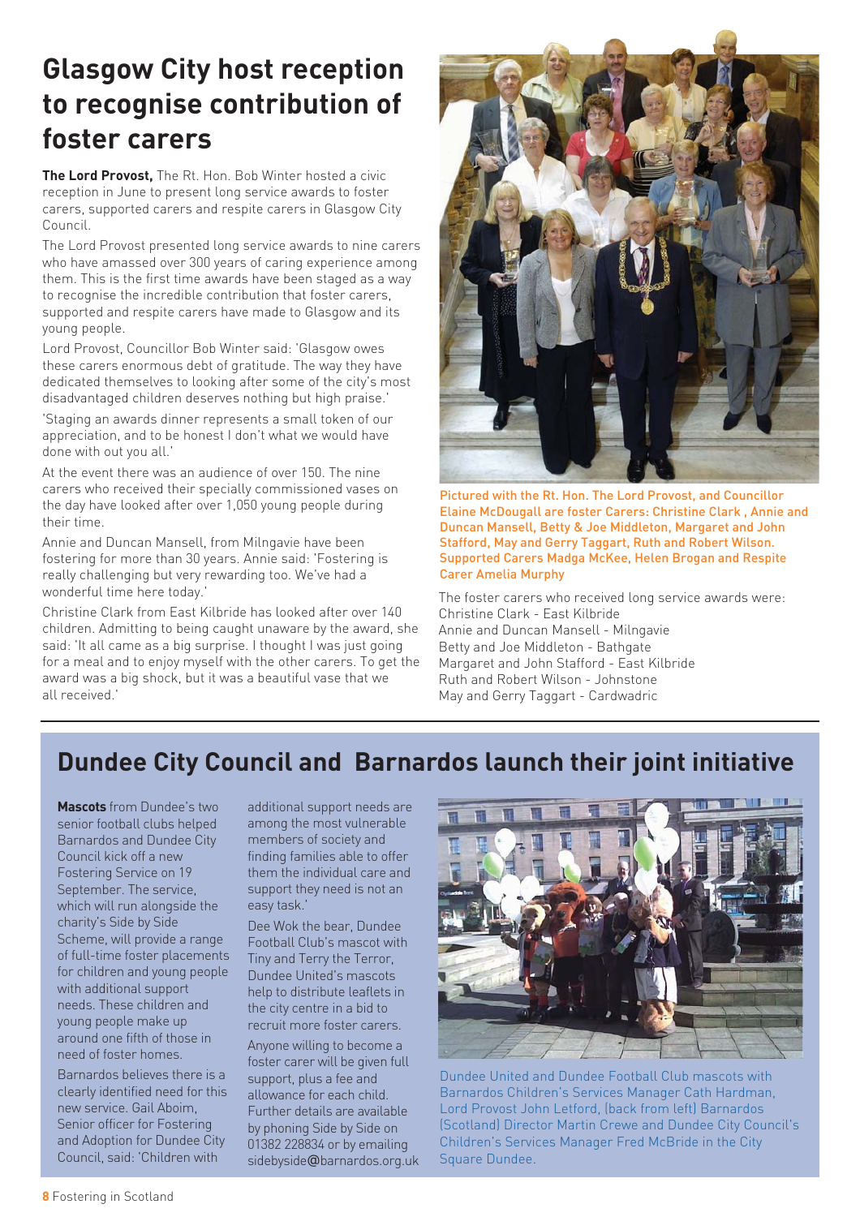# Glasgow City host reception to recognise contribution of foster carers

**The Lord Provost,** The Rt. Hon. Bob Winter hosted a civic reception in June to present long service awards to foster carers, supported carers and respite carers in Glasgow City Council.

The Lord Provost presented long service awards to nine carers who have amassed over 300 years of caring experience among them. This is the first time awards have been staged as a way to recognise the incredible contribution that foster carers, supported and respite carers have made to Glasgow and its young people.

Lord Provost, Councillor Bob Winter said: 'Glasgow owes these carers enormous debt of gratitude. The way they have dedicated themselves to looking after some of the city's most disadvantaged children deserves nothing but high praise.'

'Staging an awards dinner represents a small token of our appreciation, and to be honest I don't what we would have done with out you all.'

At the event there was an audience of over 150. The nine carers who received their specially commissioned vases on the day have looked after over 1,050 young people during their time.

Annie and Duncan Mansell, from Milngavie have been fostering for more than 30 years. Annie said: 'Fostering is really challenging but very rewarding too. We've had a wonderful time here today.'

Christine Clark from East Kilbride has looked after over 140 children. Admitting to being caught unaware by the award, she said: 'It all came as a big surprise. I thought I was just going for a meal and to enjoy myself with the other carers. To get the award was a big shock, but it was a beautiful vase that we all received.'

Pictured with the Rt. Hon. The Lord Provost, and Councillor Elaine McDougall are foster Carers: Christine Clark , Annie and Duncan Mansell, Betty & Joe Middleton, Margaret and John Stafford, May and Gerry Taggart, Ruth and Robert Wilson. Supported Carers Madga McKee, Helen Brogan and Respite Carer Amelia Murphy

The foster carers who received long service awards were:
Christine Clark - East Kilbride
Annie and Duncan Mansell - Milngavie
Betty and Joe Middleton - Bathgate
Margaret and John Stafford - East Kilbride
Ruth and Robert Wilson - Johnstone
May and Gerry Taggart - Cardwadric

# Dundee City Council and Barnardos launch their joint initiative

**Mascots** from Dundee's two senior football clubs helped Barnardos and Dundee City Council kick off a new Fostering Service on 19 September. The service, which will run alongside the charity's Side by Side Scheme, will provide a range of full-time foster placements for children and young people with additional support needs. These children and young people make up around one fifth of those in need of foster homes.

Barnardos believes there is a clearly identified need for this new service. Gail Aboim, Senior officer for Fostering and Adoption for Dundee City Council, said: 'Children with additional support needs are among the most vulnerable members of society and finding families able to offer them the individual care and support they need is not an easy task.'

Dee Wok the bear, Dundee Football Club's mascot with Tiny and Terry the Terror, Dundee United's mascots help to distribute leaflets in the city centre in a bid to recruit more foster carers.

Anyone willing to become a foster carer will be given full support, plus a fee and allowance for each child. Further details are available by phoning Side by Side on 01382 228834 or by emailing sidebyside@barnardos.org.uk

Dundee United and Dundee Football Club mascots with Barnardos Children's Services Manager Cath Hardman, Lord Provost John Letford, (back from left) Barnardos (Scotland) Director Martin Crewe and Dundee City Council's Children's Services Manager Fred McBride in the City Square Dundee.